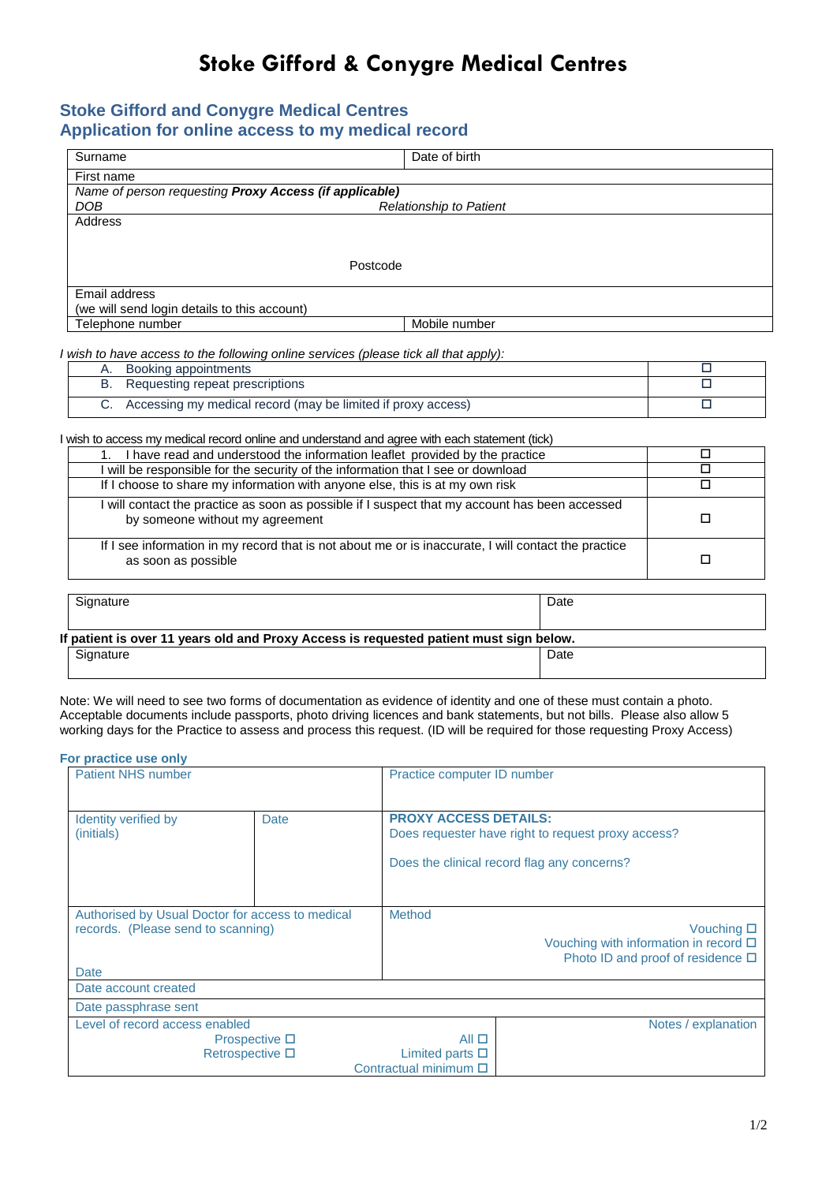# Stoke Gifford & Conygre Medical Centres

## Stoke Gifford and Conygre Medical Centres
## Application for online access to my medical record

| Surname | Date of birth |
|---|---|
| First name | |
| *Name of person requesting **Proxy Access** (if applicable)* | |
| *DOB* | *Relationship to Patient* |
| Address<br><br>Postcode | |
| Email address<br>(we will send login details to this account) | |
| Telephone number | Mobile number |

*I wish to have access to the following online services (please tick all that apply):*

| | |
|---|---|
| A. Booking appointments | ☐ |
| B. Requesting repeat prescriptions | ☐ |
| C. Accessing my medical record (may be limited if proxy access) | ☐ |

I wish to access my medical record online and understand and agree with each statement (tick)

| | |
|---|---|
| 1. I have read and understood the information leaflet provided by the practice | ☐ |
| I will be responsible for the security of the information that I see or download | ☐ |
| If I choose to share my information with anyone else, this is at my own risk | ☐ |
| I will contact the practice as soon as possible if I suspect that my account has been accessed by someone without my agreement | ☐ |
| If I see information in my record that is not about me or is inaccurate, I will contact the practice as soon as possible | ☐ |

| Signature | Date |
|---|---|

**If patient is over 11 years old and Proxy Access is requested patient must sign below.**

| Signature | Date |
|---|---|

Note: We will need to see two forms of documentation as evidence of identity and one of these must contain a photo. Acceptable documents include passports, photo driving licences and bank statements, but not bills. Please also allow 5 working days for the Practice to assess and process this request. (ID will be required for those requesting Proxy Access)

**For practice use only**

| Patient NHS number | | Practice computer ID number |
|---|---|---|
| Identity verified by (initials) | Date | **PROXY ACCESS DETAILS:**<br>Does requester have right to request proxy access?<br><br>Does the clinical record flag any concerns? |
| Authorised by Usual Doctor for access to medical records. (Please send to scanning)<br><br>Date | | Method<br>Vouching ☐<br>Vouching with information in record ☐<br>Photo ID and proof of residence ☐ |
| Date account created | | |
| Date passphrase sent | | |
| Level of record access enabled<br>Prospective ☐<br>Retrospective ☐ | All ☐<br>Limited parts ☐<br>Contractual minimum ☐ | Notes / explanation |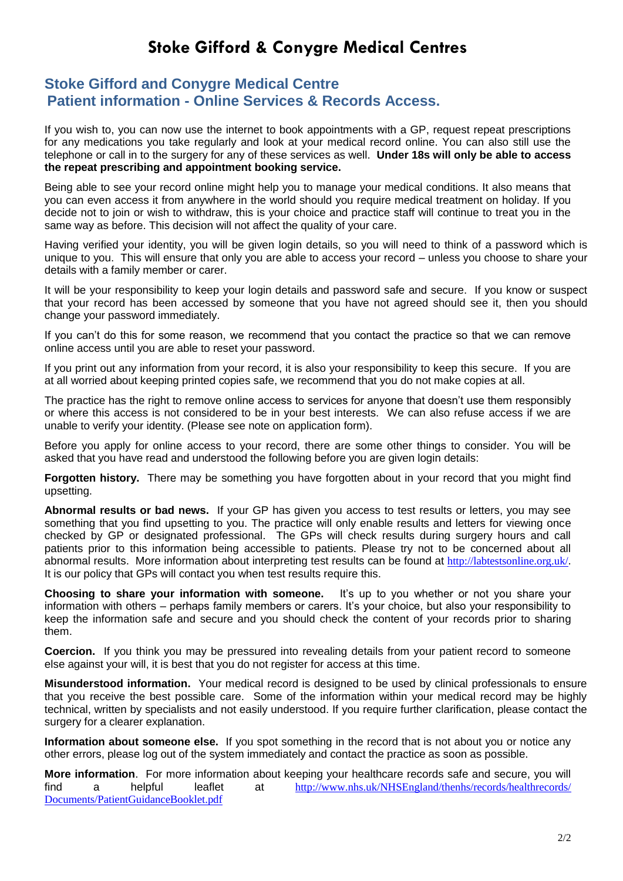# Stoke Gifford & Conygre Medical Centres

## Stoke Gifford and Conygre Medical Centre
## Patient information - Online Services & Records Access.

If you wish to, you can now use the internet to book appointments with a GP, request repeat prescriptions for any medications you take regularly and look at your medical record online. You can also still use the telephone or call in to the surgery for any of these services as well. **Under 18s will only be able to access the repeat prescribing and appointment booking service.**

Being able to see your record online might help you to manage your medical conditions. It also means that you can even access it from anywhere in the world should you require medical treatment on holiday. If you decide not to join or wish to withdraw, this is your choice and practice staff will continue to treat you in the same way as before. This decision will not affect the quality of your care.

Having verified your identity, you will be given login details, so you will need to think of a password which is unique to you. This will ensure that only you are able to access your record – unless you choose to share your details with a family member or carer.

It will be your responsibility to keep your login details and password safe and secure. If you know or suspect that your record has been accessed by someone that you have not agreed should see it, then you should change your password immediately.

If you can't do this for some reason, we recommend that you contact the practice so that we can remove online access until you are able to reset your password.

If you print out any information from your record, it is also your responsibility to keep this secure. If you are at all worried about keeping printed copies safe, we recommend that you do not make copies at all.

The practice has the right to remove online access to services for anyone that doesn't use them responsibly or where this access is not considered to be in your best interests. We can also refuse access if we are unable to verify your identity. (Please see note on application form).

Before you apply for online access to your record, there are some other things to consider. You will be asked that you have read and understood the following before you are given login details:

**Forgotten history.** There may be something you have forgotten about in your record that you might find upsetting.

**Abnormal results or bad news.** If your GP has given you access to test results or letters, you may see something that you find upsetting to you. The practice will only enable results and letters for viewing once checked by GP or designated professional. The GPs will check results during surgery hours and call patients prior to this information being accessible to patients. Please try not to be concerned about all abnormal results. More information about interpreting test results can be found at http://labtestsonline.org.uk/. It is our policy that GPs will contact you when test results require this.

**Choosing to share your information with someone.** It's up to you whether or not you share your information with others – perhaps family members or carers. It's your choice, but also your responsibility to keep the information safe and secure and you should check the content of your records prior to sharing them.

**Coercion.** If you think you may be pressured into revealing details from your patient record to someone else against your will, it is best that you do not register for access at this time.

**Misunderstood information.** Your medical record is designed to be used by clinical professionals to ensure that you receive the best possible care. Some of the information within your medical record may be highly technical, written by specialists and not easily understood. If you require further clarification, please contact the surgery for a clearer explanation.

**Information about someone else.** If you spot something in the record that is not about you or notice any other errors, please log out of the system immediately and contact the practice as soon as possible.

**More information**. For more information about keeping your healthcare records safe and secure, you will find a helpful leaflet at http://www.nhs.uk/NHSEngland/thenhs/records/healthrecords/Documents/PatientGuidanceBooklet.pdf